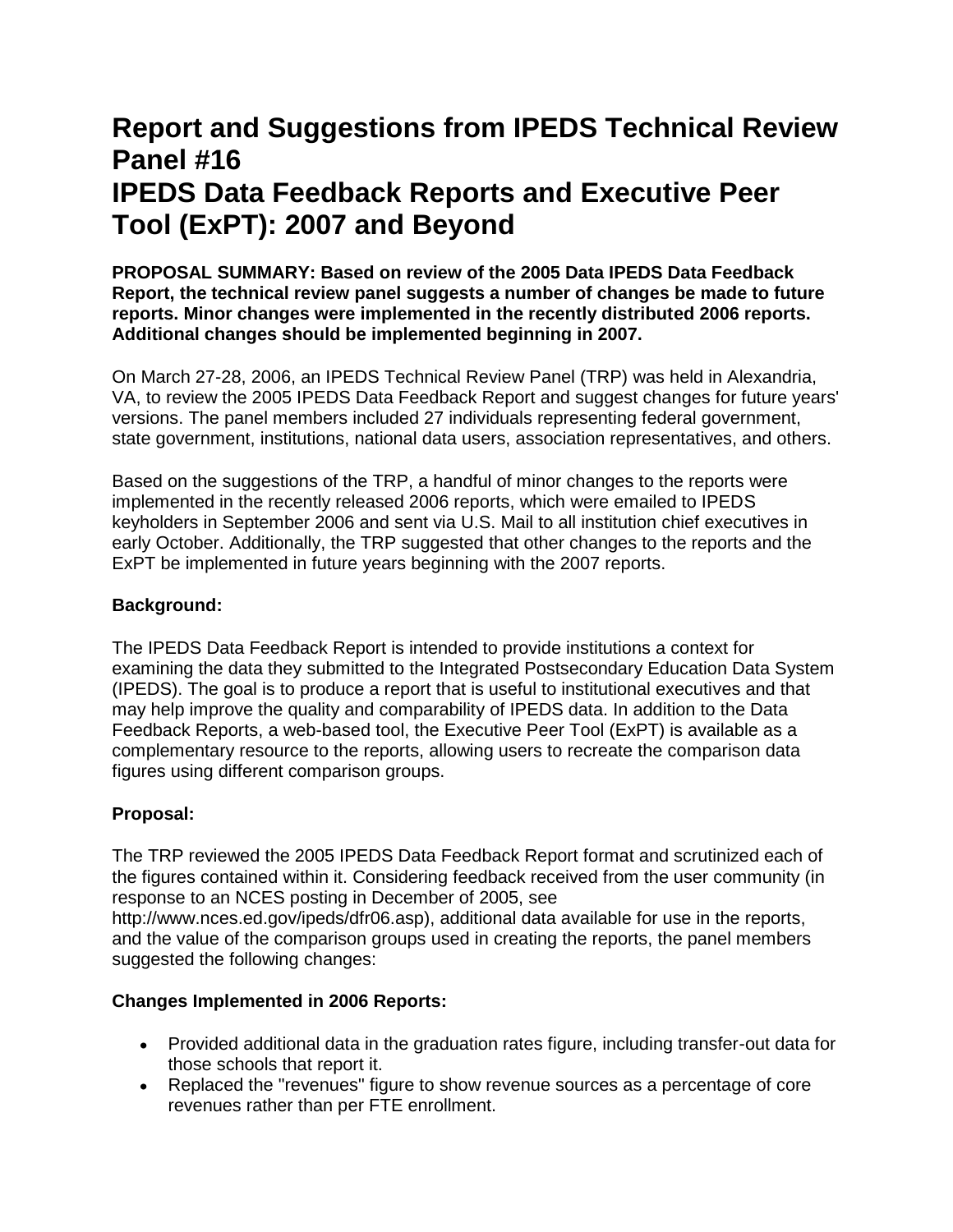# Report and Suggestions from IPEDS Technical Review Panel #16
# IPEDS Data Feedback Reports and Executive Peer Tool (ExPT): 2007 and Beyond

**PROPOSAL SUMMARY: Based on review of the 2005 Data IPEDS Data Feedback Report, the technical review panel suggests a number of changes be made to future reports. Minor changes were implemented in the recently distributed 2006 reports. Additional changes should be implemented beginning in 2007.**

On March 27-28, 2006, an IPEDS Technical Review Panel (TRP) was held in Alexandria, VA, to review the 2005 IPEDS Data Feedback Report and suggest changes for future years' versions. The panel members included 27 individuals representing federal government, state government, institutions, national data users, association representatives, and others.

Based on the suggestions of the TRP, a handful of minor changes to the reports were implemented in the recently released 2006 reports, which were emailed to IPEDS keyholders in September 2006 and sent via U.S. Mail to all institution chief executives in early October. Additionally, the TRP suggested that other changes to the reports and the ExPT be implemented in future years beginning with the 2007 reports.

**Background:**

The IPEDS Data Feedback Report is intended to provide institutions a context for examining the data they submitted to the Integrated Postsecondary Education Data System (IPEDS). The goal is to produce a report that is useful to institutional executives and that may help improve the quality and comparability of IPEDS data. In addition to the Data Feedback Reports, a web-based tool, the Executive Peer Tool (ExPT) is available as a complementary resource to the reports, allowing users to recreate the comparison data figures using different comparison groups.

**Proposal:**

The TRP reviewed the 2005 IPEDS Data Feedback Report format and scrutinized each of the figures contained within it. Considering feedback received from the user community (in response to an NCES posting in December of 2005, see http://www.nces.ed.gov/ipeds/dfr06.asp), additional data available for use in the reports, and the value of the comparison groups used in creating the reports, the panel members suggested the following changes:

**Changes Implemented in 2006 Reports:**

- Provided additional data in the graduation rates figure, including transfer-out data for those schools that report it.
- Replaced the "revenues" figure to show revenue sources as a percentage of core revenues rather than per FTE enrollment.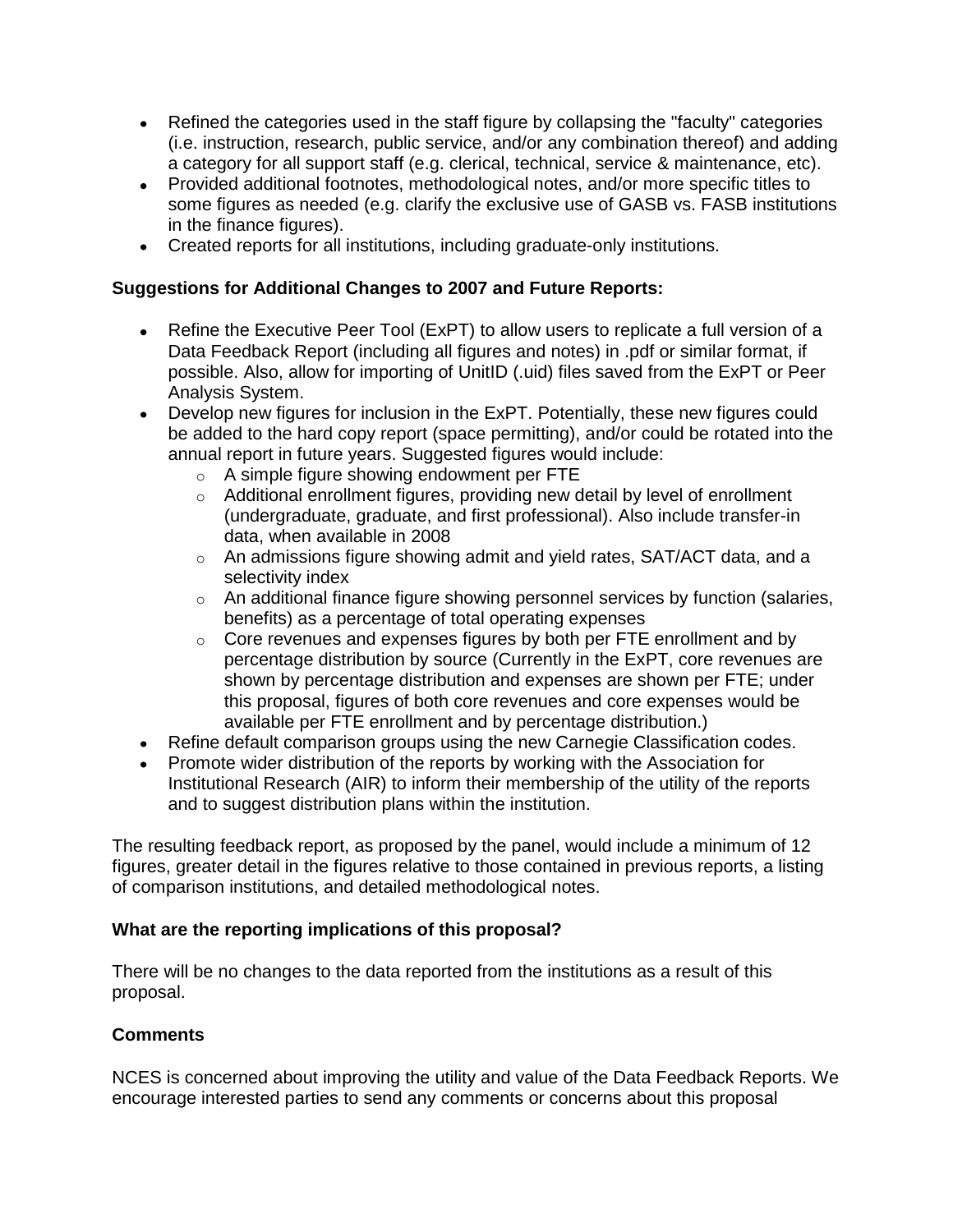- Refined the categories used in the staff figure by collapsing the "faculty" categories (i.e. instruction, research, public service, and/or any combination thereof) and adding a category for all support staff (e.g. clerical, technical, service & maintenance, etc).
- Provided additional footnotes, methodological notes, and/or more specific titles to some figures as needed (e.g. clarify the exclusive use of GASB vs. FASB institutions in the finance figures).
- Created reports for all institutions, including graduate-only institutions.

**Suggestions for Additional Changes to 2007 and Future Reports:**

- Refine the Executive Peer Tool (ExPT) to allow users to replicate a full version of a Data Feedback Report (including all figures and notes) in .pdf or similar format, if possible. Also, allow for importing of UnitID (.uid) files saved from the ExPT or Peer Analysis System.
- Develop new figures for inclusion in the ExPT. Potentially, these new figures could be added to the hard copy report (space permitting), and/or could be rotated into the annual report in future years. Suggested figures would include:
  - A simple figure showing endowment per FTE
  - Additional enrollment figures, providing new detail by level of enrollment (undergraduate, graduate, and first professional). Also include transfer-in data, when available in 2008
  - An admissions figure showing admit and yield rates, SAT/ACT data, and a selectivity index
  - An additional finance figure showing personnel services by function (salaries, benefits) as a percentage of total operating expenses
  - Core revenues and expenses figures by both per FTE enrollment and by percentage distribution by source (Currently in the ExPT, core revenues are shown by percentage distribution and expenses are shown per FTE; under this proposal, figures of both core revenues and core expenses would be available per FTE enrollment and by percentage distribution.)
- Refine default comparison groups using the new Carnegie Classification codes.
- Promote wider distribution of the reports by working with the Association for Institutional Research (AIR) to inform their membership of the utility of the reports and to suggest distribution plans within the institution.

The resulting feedback report, as proposed by the panel, would include a minimum of 12 figures, greater detail in the figures relative to those contained in previous reports, a listing of comparison institutions, and detailed methodological notes.

**What are the reporting implications of this proposal?**

There will be no changes to the data reported from the institutions as a result of this proposal.

**Comments**

NCES is concerned about improving the utility and value of the Data Feedback Reports. We encourage interested parties to send any comments or concerns about this proposal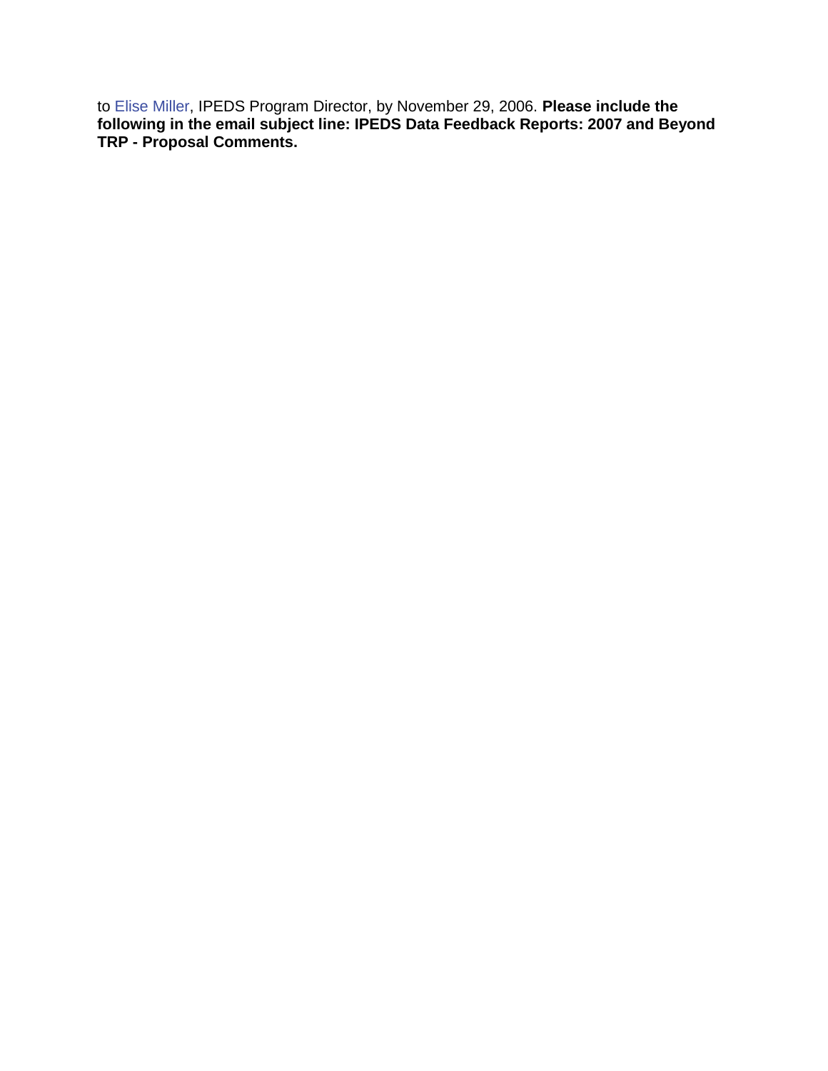to Elise Miller, IPEDS Program Director, by November 29, 2006. **Please include the following in the email subject line: IPEDS Data Feedback Reports: 2007 and Beyond TRP - Proposal Comments.**